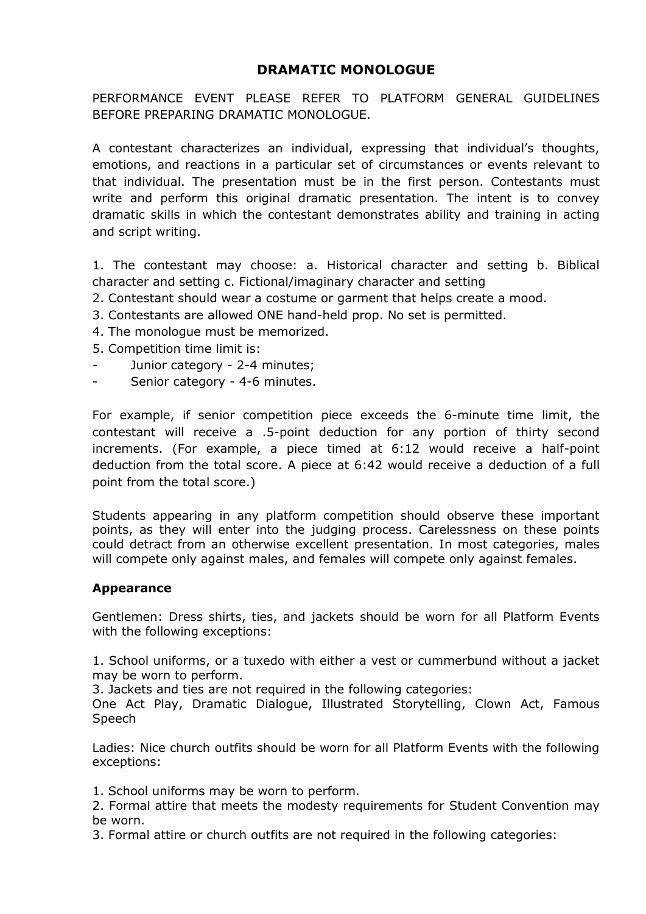# DRAMATIC MONOLOGUE

PERFORMANCE EVENT PLEASE REFER TO PLATFORM GENERAL GUIDELINES BEFORE PREPARING DRAMATIC MONOLOGUE.

A contestant characterizes an individual, expressing that individual's thoughts, emotions, and reactions in a particular set of circumstances or events relevant to that individual. The presentation must be in the first person. Contestants must write and perform this original dramatic presentation. The intent is to convey dramatic skills in which the contestant demonstrates ability and training in acting and script writing.

1. The contestant may choose: a. Historical character and setting b. Biblical character and setting c. Fictional/imaginary character and setting
2. Contestant should wear a costume or garment that helps create a mood.
3. Contestants are allowed ONE hand-held prop. No set is permitted.
4. The monologue must be memorized.
5. Competition time limit is:
   - Junior category - 2-4 minutes;
   - Senior category - 4-6 minutes.

For example, if senior competition piece exceeds the 6-minute time limit, the contestant will receive a .5-point deduction for any portion of thirty second increments. (For example, a piece timed at 6:12 would receive a half-point deduction from the total score. A piece at 6:42 would receive a deduction of a full point from the total score.)

Students appearing in any platform competition should observe these important points, as they will enter into the judging process. Carelessness on these points could detract from an otherwise excellent presentation. In most categories, males will compete only against males, and females will compete only against females.

### Appearance

Gentlemen: Dress shirts, ties, and jackets should be worn for all Platform Events with the following exceptions:

1. School uniforms, or a tuxedo with either a vest or cummerbund without a jacket may be worn to perform.
3. Jackets and ties are not required in the following categories:
One Act Play, Dramatic Dialogue, Illustrated Storytelling, Clown Act, Famous Speech

Ladies: Nice church outfits should be worn for all Platform Events with the following exceptions:

1. School uniforms may be worn to perform.
2. Formal attire that meets the modesty requirements for Student Convention may be worn.
3. Formal attire or church outfits are not required in the following categories: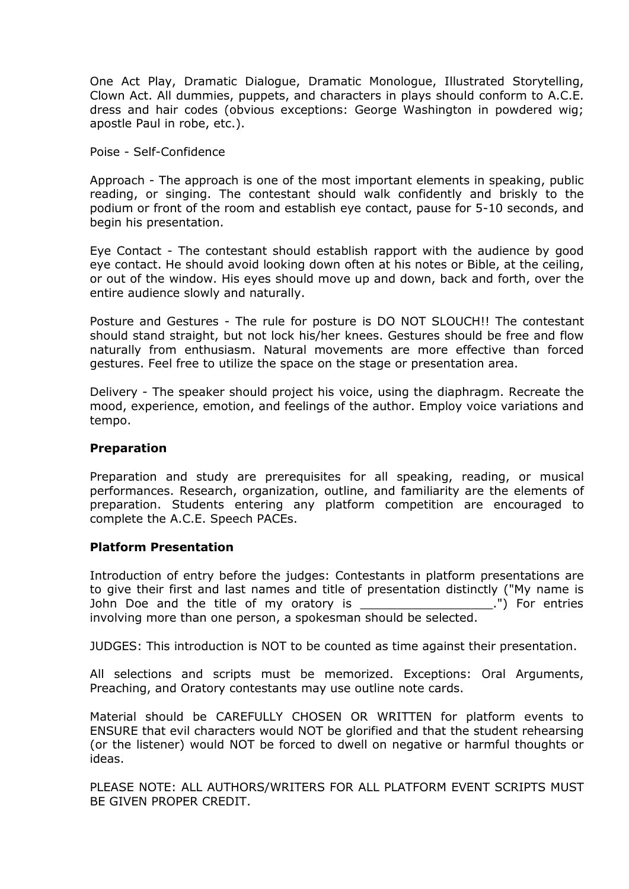One Act Play, Dramatic Dialogue, Dramatic Monologue, Illustrated Storytelling, Clown Act. All dummies, puppets, and characters in plays should conform to A.C.E. dress and hair codes (obvious exceptions: George Washington in powdered wig; apostle Paul in robe, etc.).

Poise - Self-Confidence

Approach - The approach is one of the most important elements in speaking, public reading, or singing. The contestant should walk confidently and briskly to the podium or front of the room and establish eye contact, pause for 5-10 seconds, and begin his presentation.

Eye Contact - The contestant should establish rapport with the audience by good eye contact. He should avoid looking down often at his notes or Bible, at the ceiling, or out of the window. His eyes should move up and down, back and forth, over the entire audience slowly and naturally.

Posture and Gestures - The rule for posture is DO NOT SLOUCH!! The contestant should stand straight, but not lock his/her knees. Gestures should be free and flow naturally from enthusiasm. Natural movements are more effective than forced gestures. Feel free to utilize the space on the stage or presentation area.

Delivery - The speaker should project his voice, using the diaphragm. Recreate the mood, experience, emotion, and feelings of the author. Employ voice variations and tempo.

**Preparation**

Preparation and study are prerequisites for all speaking, reading, or musical performances. Research, organization, outline, and familiarity are the elements of preparation. Students entering any platform competition are encouraged to complete the A.C.E. Speech PACEs.

**Platform Presentation**

Introduction of entry before the judges: Contestants in platform presentations are to give their first and last names and title of presentation distinctly ("My name is John Doe and the title of my oratory is __________________.") For entries involving more than one person, a spokesman should be selected.

JUDGES: This introduction is NOT to be counted as time against their presentation.

All selections and scripts must be memorized. Exceptions: Oral Arguments, Preaching, and Oratory contestants may use outline note cards.

Material should be CAREFULLY CHOSEN OR WRITTEN for platform events to ENSURE that evil characters would NOT be glorified and that the student rehearsing (or the listener) would NOT be forced to dwell on negative or harmful thoughts or ideas.

PLEASE NOTE: ALL AUTHORS/WRITERS FOR ALL PLATFORM EVENT SCRIPTS MUST BE GIVEN PROPER CREDIT.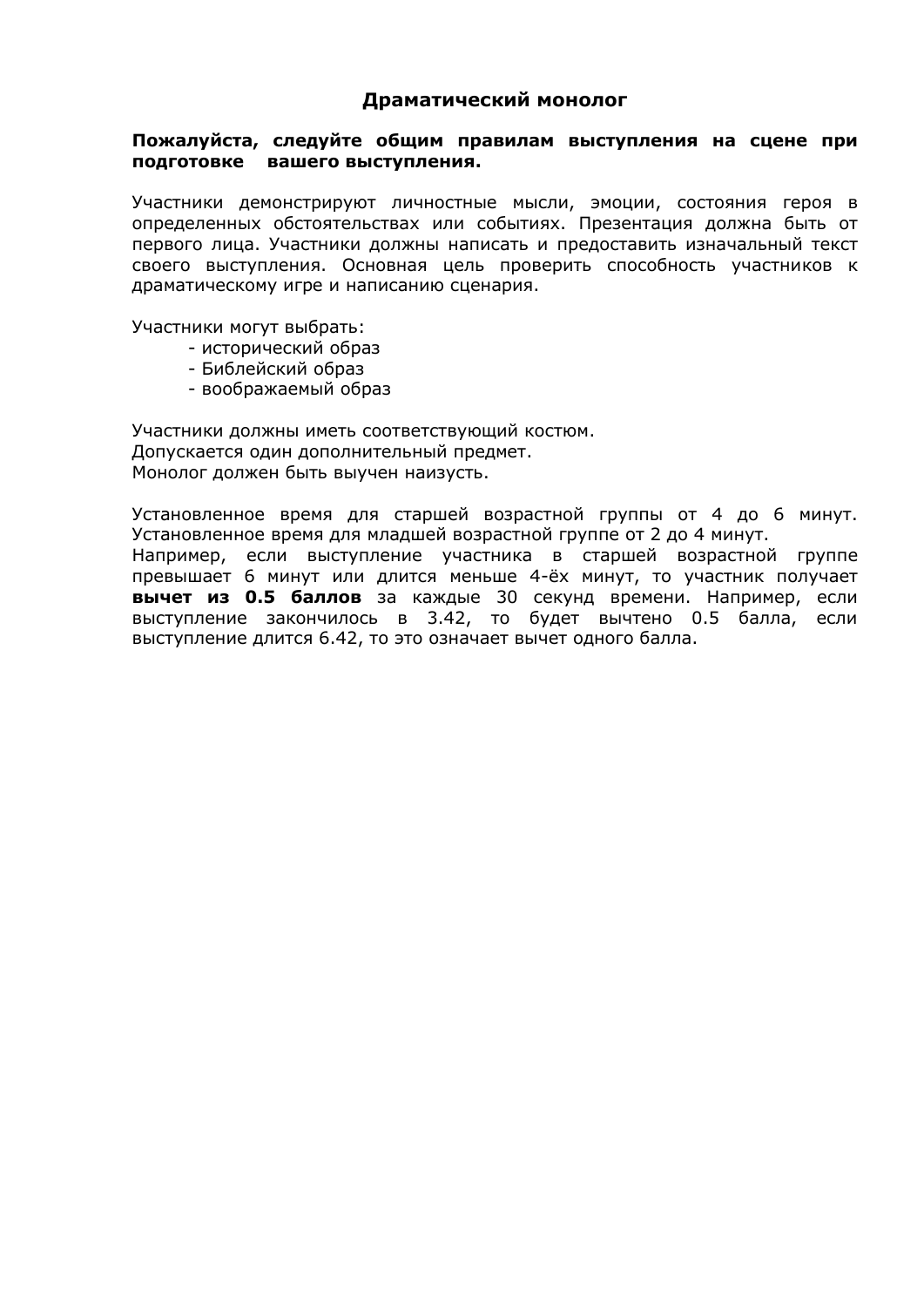## Драматический монолог

**Пожалуйста, следуйте общим правилам выступления на сцене при подготовке вашего выступления.**

Участники демонстрируют личностные мысли, эмоции, состояния героя в определенных обстоятельствах или событиях. Презентация должна быть от первого лица. Участники должны написать и предоставить изначальный текст своего выступления. Основная цель проверить способность участников к драматическому игре и написанию сценария.

Участники могут выбрать:

- исторический образ
- Библейский образ
- воображаемый образ

Участники должны иметь соответствующий костюм.
Допускается один дополнительный предмет.
Монолог должен быть выучен наизусть.

Установленное время для старшей возрастной группы от 4 до 6 минут.
Установленное время для младшей возрастной группе от 2 до 4 минут.
Например, если выступление участника в старшей возрастной группе превышает 6 минут или длится меньше 4-ёх минут, то участник получает **вычет из 0.5 баллов** за каждые 30 секунд времени. Например, если выступление закончилось в 3.42, то будет вычтено 0.5 балла, если выступление длится 6.42, то это означает вычет одного балла.